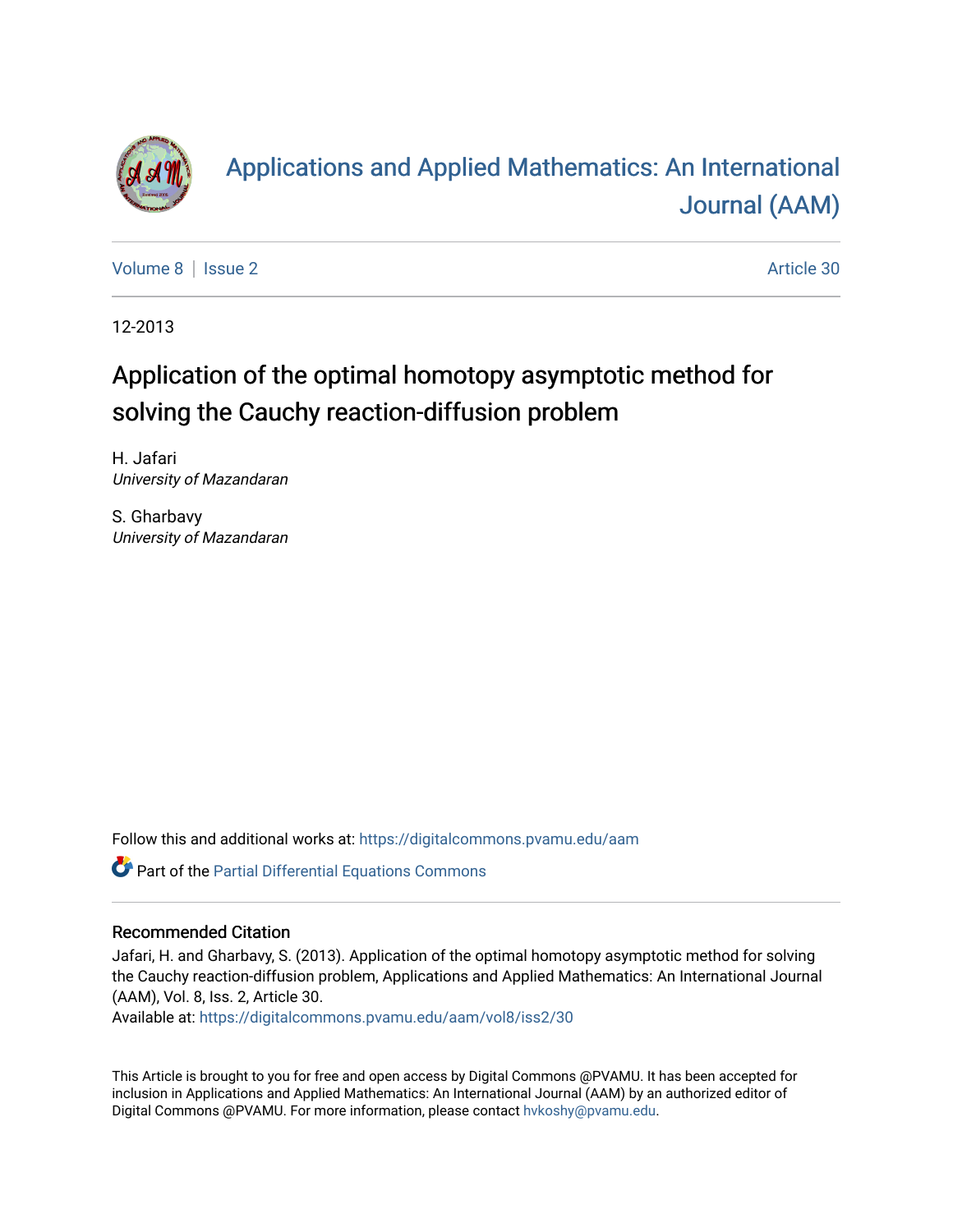# Applications and Applied Mathematics: An International Journal (AAM)

Volume 8 | Issue 2 Article 30

12-2013

## Application of the optimal homotopy asymptotic method for solving the Cauchy reaction-diffusion problem

H. Jafari
*University of Mazandaran*

S. Gharbavy
*University of Mazandaran*

Follow this and additional works at: https://digitalcommons.pvamu.edu/aam

Part of the Partial Differential Equations Commons

### Recommended Citation

Jafari, H. and Gharbavy, S. (2013). Application of the optimal homotopy asymptotic method for solving the Cauchy reaction-diffusion problem, Applications and Applied Mathematics: An International Journal (AAM), Vol. 8, Iss. 2, Article 30.
Available at: https://digitalcommons.pvamu.edu/aam/vol8/iss2/30

This Article is brought to you for free and open access by Digital Commons @PVAMU. It has been accepted for inclusion in Applications and Applied Mathematics: An International Journal (AAM) by an authorized editor of Digital Commons @PVAMU. For more information, please contact hvkoshy@pvamu.edu.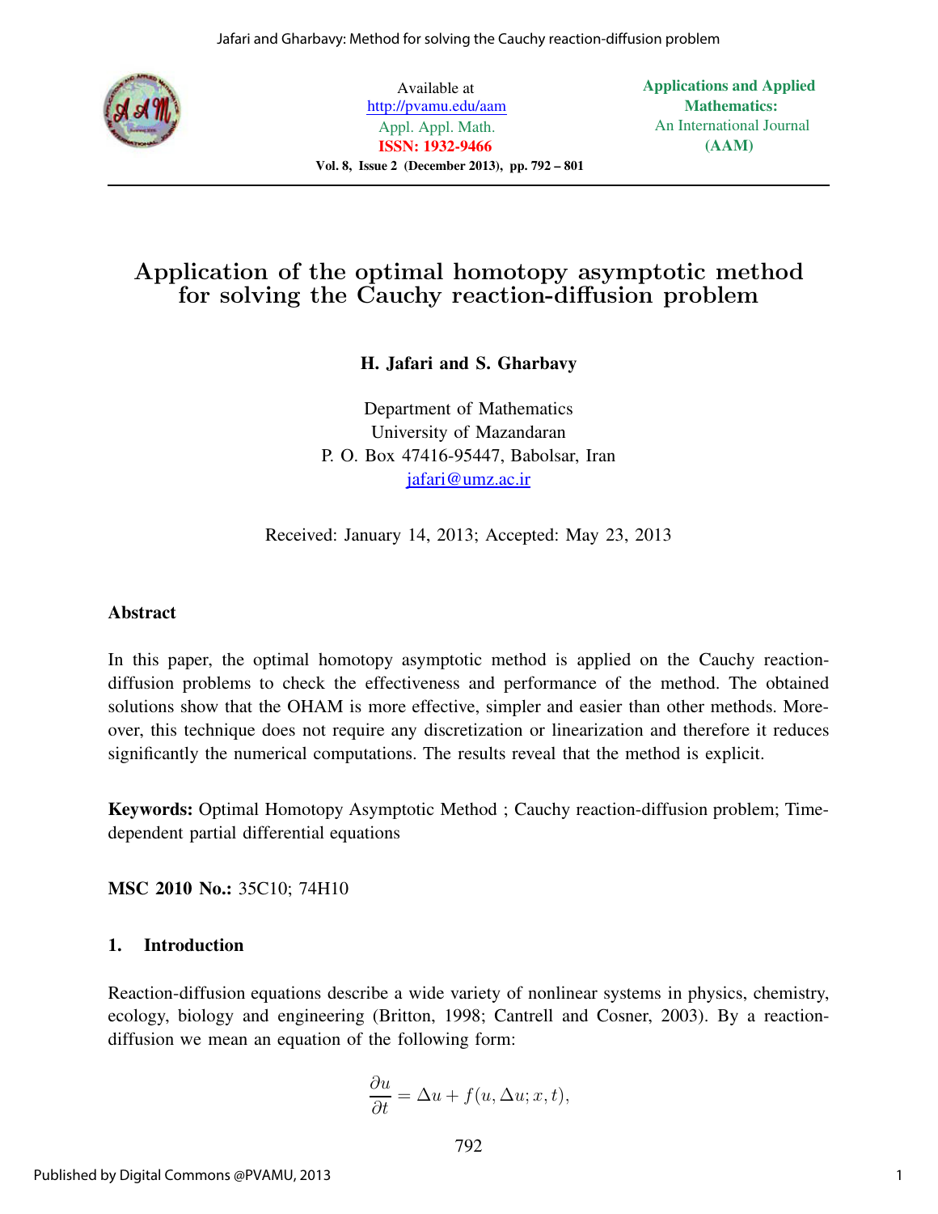# Application of the optimal homotopy asymptotic method for solving the Cauchy reaction-diffusion problem

**H. Jafari and S. Gharbavy**

Department of Mathematics
University of Mazandaran
P. O. Box 47416-95447, Babolsar, Iran
jafari@umz.ac.ir

Received: January 14, 2013; Accepted: May 23, 2013

## Abstract

In this paper, the optimal homotopy asymptotic method is applied on the Cauchy reaction-diffusion problems to check the effectiveness and performance of the method. The obtained solutions show that the OHAM is more effective, simpler and easier than other methods. Moreover, this technique does not require any discretization or linearization and therefore it reduces significantly the numerical computations. The results reveal that the method is explicit.

**Keywords:** Optimal Homotopy Asymptotic Method ; Cauchy reaction-diffusion problem; Time-dependent partial differential equations

**MSC 2010 No.:** 35C10; 74H10

## 1. Introduction

Reaction-diffusion equations describe a wide variety of nonlinear systems in physics, chemistry, ecology, biology and engineering (Britton, 1998; Cantrell and Cosner, 2003). By a reaction-diffusion we mean an equation of the following form:

$$\frac{\partial u}{\partial t} = \Delta u + f(u, \Delta u; x, t),$$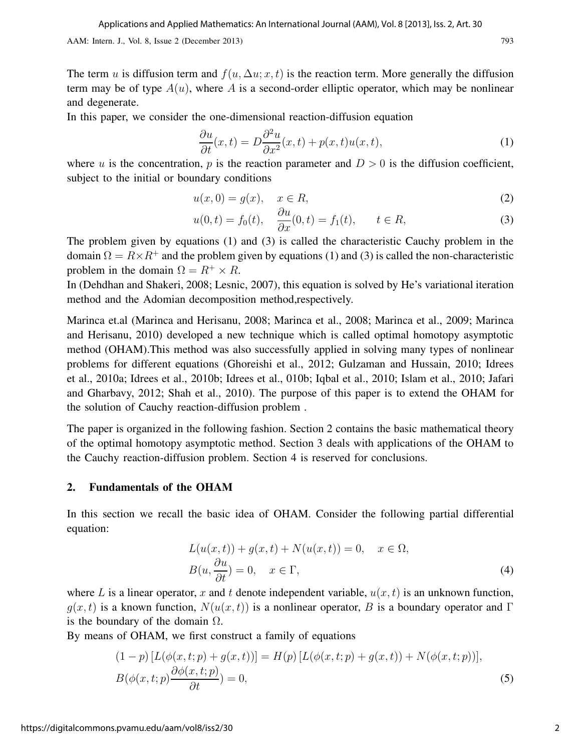The term $u$ is diffusion term and $f(u, \Delta u; x, t)$ is the reaction term. More generally the diffusion term may be of type $A(u)$, where $A$ is a second-order elliptic operator, which may be nonlinear and degenerate.

In this paper, we consider the one-dimensional reaction-diffusion equation

$$\frac{\partial u}{\partial t}(x,t) = D\frac{\partial^2 u}{\partial x^2}(x,t) + p(x,t)u(x,t), \tag{1}$$

where $u$ is the concentration, $p$ is the reaction parameter and $D > 0$ is the diffusion coefficient, subject to the initial or boundary conditions

$$u(x,0) = g(x), \quad x \in R, \tag{2}$$

$$u(0,t) = f_0(t), \quad \frac{\partial u}{\partial x}(0,t) = f_1(t), \qquad t \in R, \tag{3}$$

The problem given by equations (1) and (3) is called the characteristic Cauchy problem in the domain $\Omega = R \times R^+$ and the problem given by equations (1) and (3) is called the non-characteristic problem in the domain $\Omega = R^+ \times R$.

In (Dehdhan and Shakeri, 2008; Lesnic, 2007), this equation is solved by He's variational iteration method and the Adomian decomposition method,respectively.

Marinca et.al (Marinca and Herisanu, 2008; Marinca et al., 2008; Marinca et al., 2009; Marinca and Herisanu, 2010) developed a new technique which is called optimal homotopy asymptotic method (OHAM).This method was also successfully applied in solving many types of nonlinear problems for different equations (Ghoreishi et al., 2012; Gulzaman and Hussain, 2010; Idrees et al., 2010a; Idrees et al., 2010b; Idrees et al., 010b; Iqbal et al., 2010; Islam et al., 2010; Jafari and Gharbavy, 2012; Shah et al., 2010). The purpose of this paper is to extend the OHAM for the solution of Cauchy reaction-diffusion problem .

The paper is organized in the following fashion. Section 2 contains the basic mathematical theory of the optimal homotopy asymptotic method. Section 3 deals with applications of the OHAM to the Cauchy reaction-diffusion problem. Section 4 is reserved for conclusions.

## 2. Fundamentals of the OHAM

In this section we recall the basic idea of OHAM. Consider the following partial differential equation:

$$\begin{aligned} &L(u(x,t)) + g(x,t) + N(u(x,t)) = 0, \quad x \in \Omega, \\ &B(u, \frac{\partial u}{\partial t}) = 0, \quad x \in \Gamma, \end{aligned} \tag{4}$$

where $L$ is a linear operator, $x$ and $t$ denote independent variable, $u(x,t)$ is an unknown function, $g(x,t)$ is a known function, $N(u(x,t))$ is a nonlinear operator, $B$ is a boundary operator and $\Gamma$ is the boundary of the domain $\Omega$.

By means of OHAM, we first construct a family of equations

$$\begin{aligned} &(1-p)\left[L(\phi(x,t;p) + g(x,t))\right] = H(p)\left[L(\phi(x,t;p) + g(x,t)) + N(\phi(x,t;p))\right], \\ &B(\phi(x,t;p)\frac{\partial \phi(x,t;p)}{\partial t}) = 0, \end{aligned} \tag{5}$$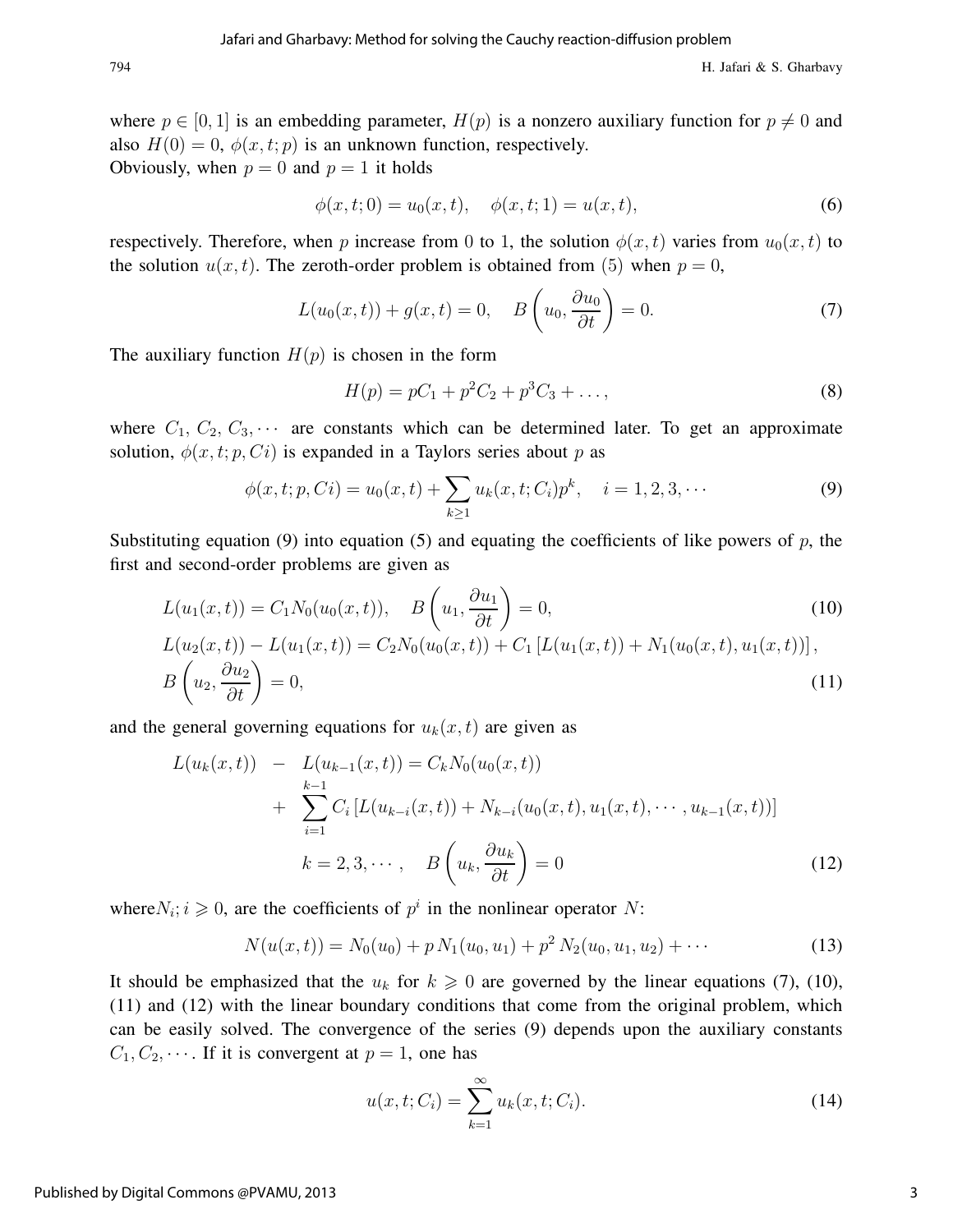where $p \in [0, 1]$ is an embedding parameter, $H(p)$ is a nonzero auxiliary function for $p \neq 0$ and also $H(0) = 0$, $\phi(x, t; p)$ is an unknown function, respectively.
Obviously, when $p = 0$ and $p = 1$ it holds

$$\phi(x, t; 0) = u_0(x, t), \quad \phi(x, t; 1) = u(x, t), \tag{6}$$

respectively. Therefore, when $p$ increase from 0 to 1, the solution $\phi(x, t)$ varies from $u_0(x, t)$ to the solution $u(x, t)$. The zeroth-order problem is obtained from (5) when $p = 0$,

$$L(u_0(x, t)) + g(x, t) = 0, \quad B\left(u_0, \frac{\partial u_0}{\partial t}\right) = 0. \tag{7}$$

The auxiliary function $H(p)$ is chosen in the form

$$H(p) = pC_1 + p^2 C_2 + p^3 C_3 + \ldots, \tag{8}$$

where $C_1, C_2, C_3, \cdots$ are constants which can be determined later. To get an approximate solution, $\phi(x, t; p, Ci)$ is expanded in a Taylors series about $p$ as

$$\phi(x, t; p, Ci) = u_0(x, t) + \sum_{k \geq 1} u_k(x, t; C_i) p^k, \quad i = 1, 2, 3, \cdots \tag{9}$$

Substituting equation (9) into equation (5) and equating the coefficients of like powers of $p$, the first and second-order problems are given as

$$L(u_1(x, t)) = C_1 N_0(u_0(x, t)), \quad B\left(u_1, \frac{\partial u_1}{\partial t}\right) = 0, \tag{10}$$

$$L(u_2(x, t)) - L(u_1(x, t)) = C_2 N_0(u_0(x, t)) + C_1 \left[L(u_1(x, t)) + N_1(u_0(x, t), u_1(x, t))\right],$$
$$B\left(u_2, \frac{\partial u_2}{\partial t}\right) = 0, \tag{11}$$

and the general governing equations for $u_k(x, t)$ are given as

$$\begin{aligned} L(u_k(x, t)) \;&-\; L(u_{k-1}(x, t)) = C_k N_0(u_0(x, t)) \\ &+\; \sum_{i=1}^{k-1} C_i \left[L(u_{k-i}(x, t)) + N_{k-i}(u_0(x, t), u_1(x, t), \cdots, u_{k-1}(x, t))\right] \\ &\quad k = 2, 3, \cdots, \quad B\left(u_k, \frac{\partial u_k}{\partial t}\right) = 0 \end{aligned} \tag{12}$$

where $N_i; i \geqslant 0$, are the coefficients of $p^i$ in the nonlinear operator $N$:

$$N(u(x, t)) = N_0(u_0) + p\, N_1(u_0, u_1) + p^2\, N_2(u_0, u_1, u_2) + \cdots \tag{13}$$

It should be emphasized that the $u_k$ for $k \geqslant 0$ are governed by the linear equations (7), (10), (11) and (12) with the linear boundary conditions that come from the original problem, which can be easily solved. The convergence of the series (9) depends upon the auxiliary constants $C_1, C_2, \cdots$. If it is convergent at $p = 1$, one has

$$u(x, t; C_i) = \sum_{k=1}^{\infty} u_k(x, t; C_i). \tag{14}$$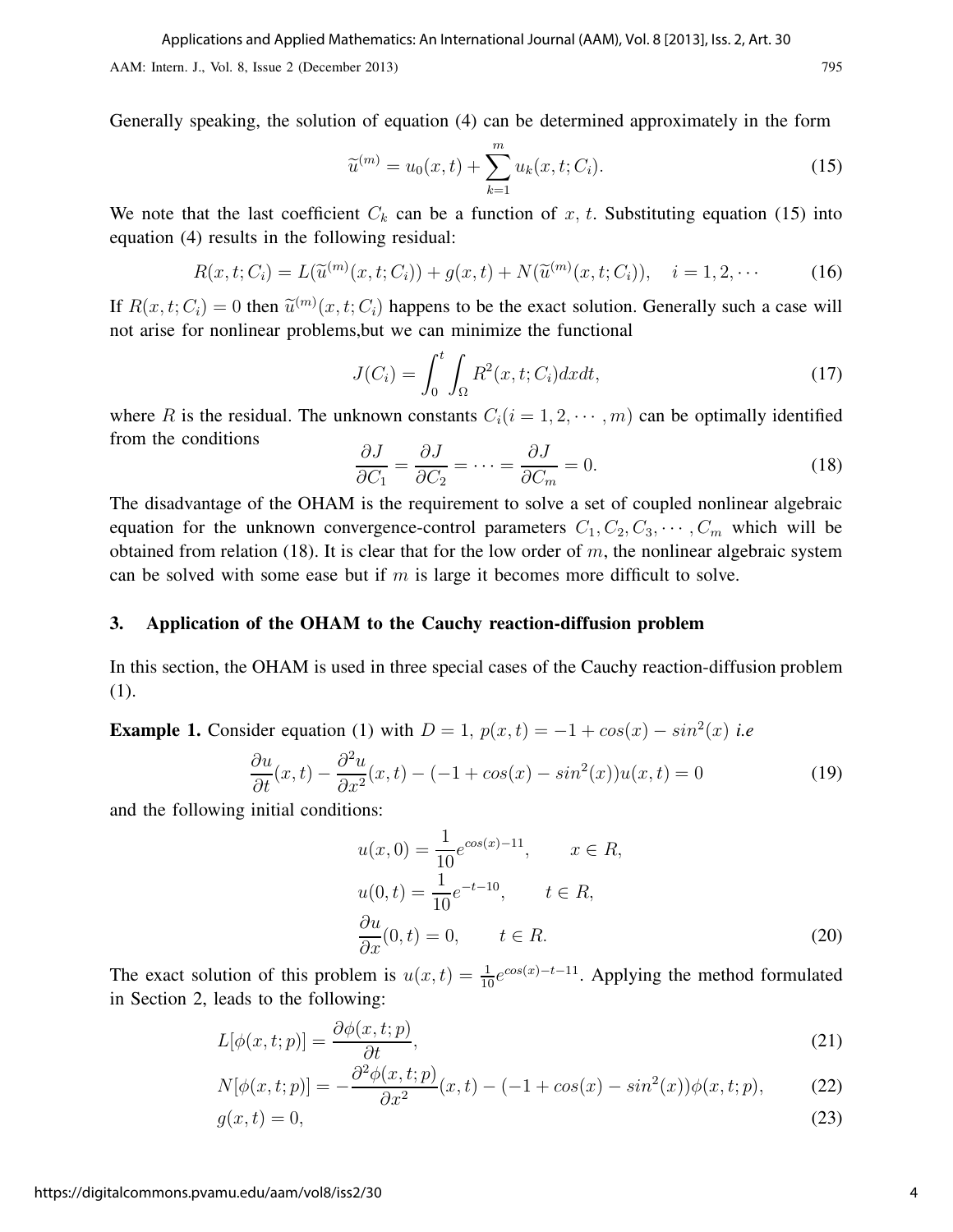Generally speaking, the solution of equation (4) can be determined approximately in the form

$$\widetilde{u}^{(m)} = u_0(x,t) + \sum_{k=1}^{m} u_k(x,t;C_i). \tag{15}$$

We note that the last coefficient $C_k$ can be a function of $x$, $t$. Substituting equation (15) into equation (4) results in the following residual:

$$R(x,t;C_i) = L(\widetilde{u}^{(m)}(x,t;C_i)) + g(x,t) + N(\widetilde{u}^{(m)}(x,t;C_i)), \quad i = 1,2,\cdots \tag{16}$$

If $R(x,t;C_i) = 0$ then $\widetilde{u}^{(m)}(x,t;C_i)$ happens to be the exact solution. Generally such a case will not arise for nonlinear problems,but we can minimize the functional

$$J(C_i) = \int_0^t \int_\Omega R^2(x,t;C_i)dxdt, \tag{17}$$

where $R$ is the residual. The unknown constants $C_i (i = 1,2,\cdots,m)$ can be optimally identified from the conditions

$$\frac{\partial J}{\partial C_1} = \frac{\partial J}{\partial C_2} = \cdots = \frac{\partial J}{\partial C_m} = 0. \tag{18}$$

The disadvantage of the OHAM is the requirement to solve a set of coupled nonlinear algebraic equation for the unknown convergence-control parameters $C_1, C_2, C_3, \cdots, C_m$ which will be obtained from relation (18). It is clear that for the low order of $m$, the nonlinear algebraic system can be solved with some ease but if $m$ is large it becomes more difficult to solve.

## 3. Application of the OHAM to the Cauchy reaction-diffusion problem

In this section, the OHAM is used in three special cases of the Cauchy reaction-diffusion problem (1).

**Example 1.** Consider equation (1) with $D = 1$, $p(x,t) = -1 + cos(x) - sin^2(x)$ *i.e*

$$\frac{\partial u}{\partial t}(x,t) - \frac{\partial^2 u}{\partial x^2}(x,t) - (-1 + cos(x) - sin^2(x))u(x,t) = 0 \tag{19}$$

and the following initial conditions:

$$\begin{aligned}
u(x,0) &= \frac{1}{10}e^{cos(x)-11}, \qquad x \in R, \\
u(0,t) &= \frac{1}{10}e^{-t-10}, \qquad t \in R, \\
\frac{\partial u}{\partial x}(0,t) &= 0, \qquad t \in R.
\end{aligned} \tag{20}$$

The exact solution of this problem is $u(x,t) = \frac{1}{10}e^{cos(x)-t-11}$. Applying the method formulated in Section 2, leads to the following:

$$L[\phi(x,t;p)] = \frac{\partial \phi(x,t;p)}{\partial t}, \tag{21}$$

$$N[\phi(x,t;p)] = -\frac{\partial^2 \phi(x,t;p)}{\partial x^2}(x,t) - (-1 + cos(x) - sin^2(x))\phi(x,t;p), \tag{22}$$

$$g(x,t) = 0, \tag{23}$$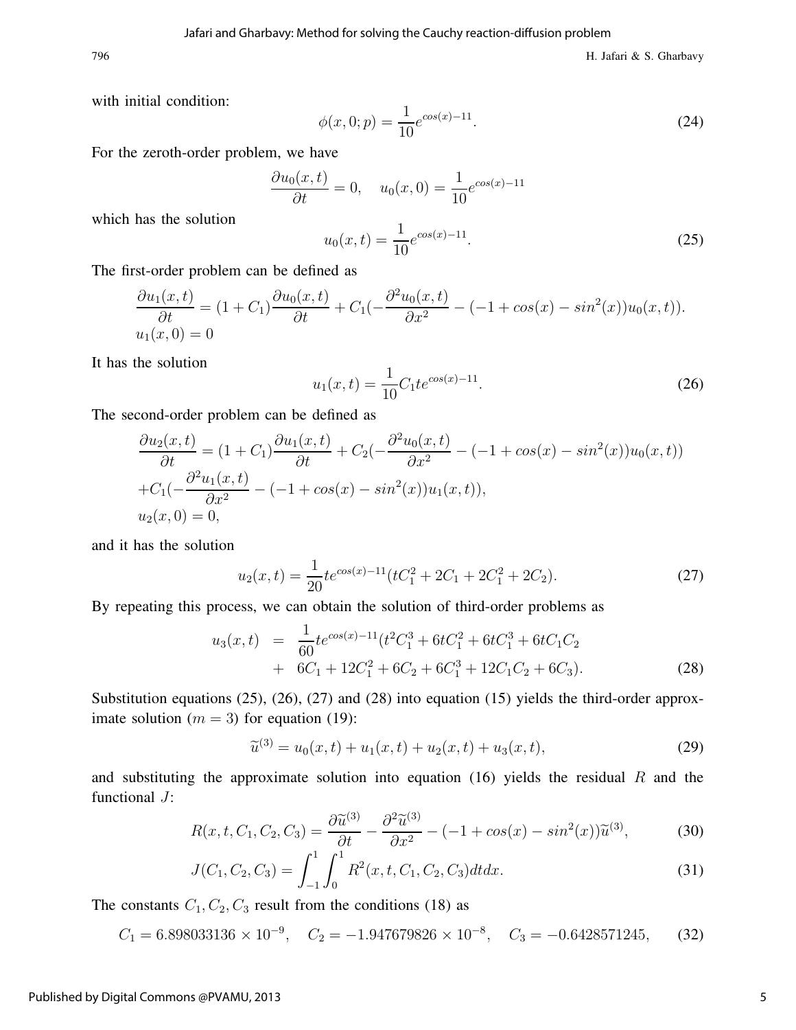with initial condition:

$$\phi(x,0;p) = \frac{1}{10}e^{cos(x)-11}. \tag{24}$$

For the zeroth-order problem, we have

$$\frac{\partial u_0(x,t)}{\partial t} = 0, \quad u_0(x,0) = \frac{1}{10}e^{cos(x)-11}$$

which has the solution

$$u_0(x,t) = \frac{1}{10}e^{cos(x)-11}. \tag{25}$$

The first-order problem can be defined as

$$\frac{\partial u_1(x,t)}{\partial t} = (1+C_1)\frac{\partial u_0(x,t)}{\partial t} + C_1(-\frac{\partial^2 u_0(x,t)}{\partial x^2} - (-1+cos(x)-sin^2(x))u_0(x,t)).$$
$$u_1(x,0) = 0$$

It has the solution

$$u_1(x,t) = \frac{1}{10}C_1 t e^{cos(x)-11}. \tag{26}$$

The second-order problem can be defined as

$$\frac{\partial u_2(x,t)}{\partial t} = (1+C_1)\frac{\partial u_1(x,t)}{\partial t} + C_2(-\frac{\partial^2 u_0(x,t)}{\partial x^2} - (-1+cos(x)-sin^2(x))u_0(x,t))$$
$$+C_1(-\frac{\partial^2 u_1(x,t)}{\partial x^2} - (-1+cos(x)-sin^2(x))u_1(x,t)),$$
$$u_2(x,0) = 0,$$

and it has the solution

$$u_2(x,t) = \frac{1}{20}te^{cos(x)-11}(tC_1^2 + 2C_1 + 2C_1^2 + 2C_2). \tag{27}$$

By repeating this process, we can obtain the solution of third-order problems as

$$\begin{aligned} u_3(x,t) &= \frac{1}{60}te^{cos(x)-11}(t^2C_1^3 + 6tC_1^2 + 6tC_1^3 + 6tC_1C_2 \\ &+ 6C_1 + 12C_1^2 + 6C_2 + 6C_1^3 + 12C_1C_2 + 6C_3). \end{aligned} \tag{28}$$

Substitution equations (25), (26), (27) and (28) into equation (15) yields the third-order approximate solution ($m = 3$) for equation (19):

$$\widetilde{u}^{(3)} = u_0(x,t) + u_1(x,t) + u_2(x,t) + u_3(x,t), \tag{29}$$

and substituting the approximate solution into equation (16) yields the residual $R$ and the functional $J$:

$$R(x,t,C_1,C_2,C_3) = \frac{\partial \widetilde{u}^{(3)}}{\partial t} - \frac{\partial^2 \widetilde{u}^{(3)}}{\partial x^2} - (-1+cos(x)-sin^2(x))\widetilde{u}^{(3)}, \tag{30}$$

$$J(C_1,C_2,C_3) = \int_{-1}^{1}\int_{0}^{1} R^2(x,t,C_1,C_2,C_3)dtdx. \tag{31}$$

The constants $C_1, C_2, C_3$ result from the conditions (18) as

$$C_1 = 6.898033136 \times 10^{-9}, \quad C_2 = -1.947679826 \times 10^{-8}, \quad C_3 = -0.6428571245, \tag{32}$$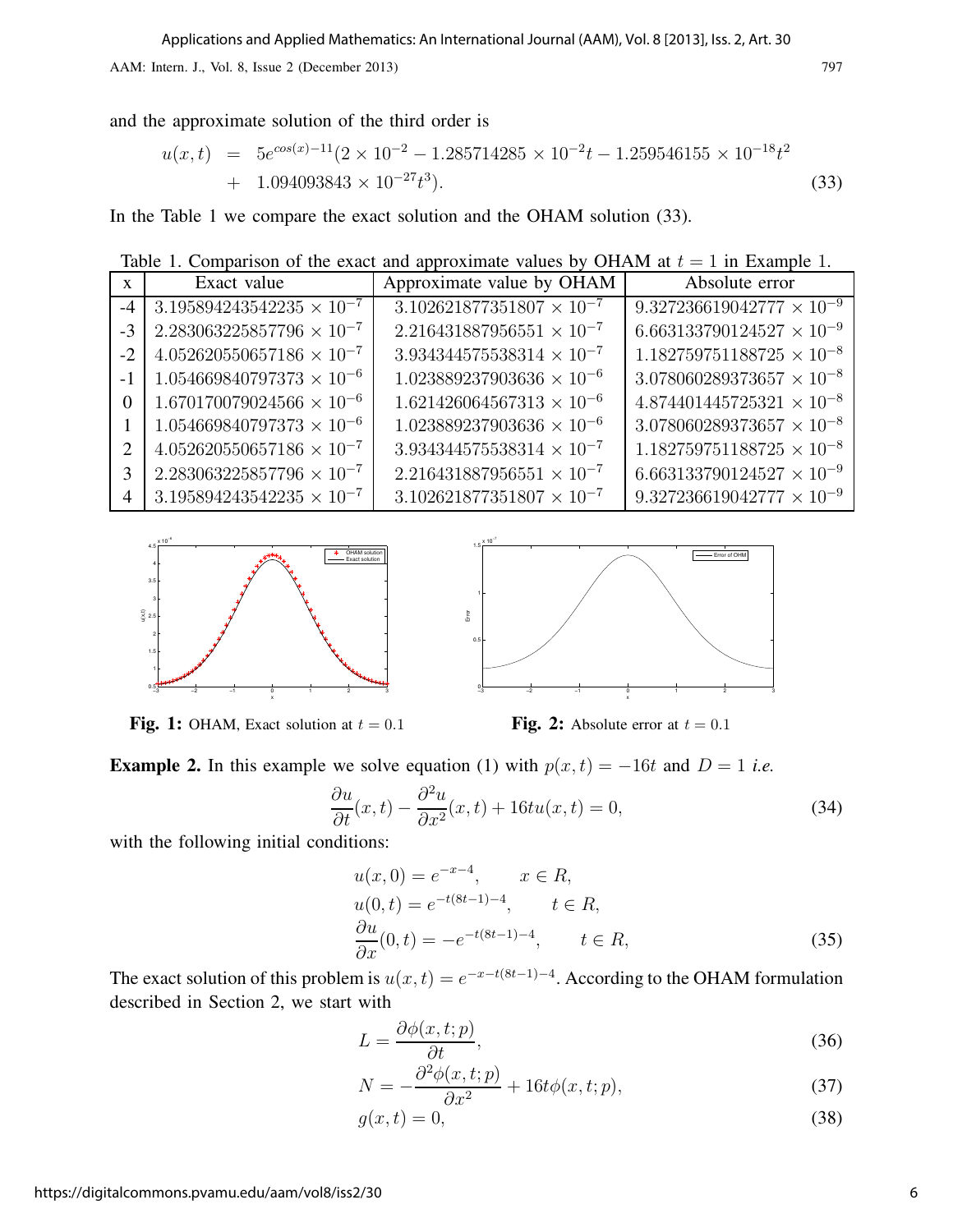and the approximate solution of the third order is

$$
\begin{aligned}
u(x,t) &= 5e^{cos(x)-11}(2\times 10^{-2} - 1.285714285\times 10^{-2}t - 1.259546155\times 10^{-18}t^2 \\
&+ 1.094093843\times 10^{-27}t^3).
\end{aligned} \tag{33}
$$

In the Table 1 we compare the exact solution and the OHAM solution (33).

Table 1. Comparison of the exact and approximate values by OHAM at $t = 1$ in Example 1.

| x | Exact value | Approximate value by OHAM | Absolute error |
|---|---|---|---|
| -4 | $3.195894243542235\times 10^{-7}$ | $3.102621877351807\times 10^{-7}$ | $9.327236619042777\times 10^{-9}$ |
| -3 | $2.283063225857796\times 10^{-7}$ | $2.216431887956551\times 10^{-7}$ | $6.663133790124527\times 10^{-9}$ |
| -2 | $4.052620550657186\times 10^{-7}$ | $3.934344575538314\times 10^{-7}$ | $1.182759751188725\times 10^{-8}$ |
| -1 | $1.054669840797373\times 10^{-6}$ | $1.023889237903636\times 10^{-6}$ | $3.078060289373657\times 10^{-8}$ |
| 0 | $1.670170079024566\times 10^{-6}$ | $1.621426064567313\times 10^{-6}$ | $4.874401445725321\times 10^{-8}$ |
| 1 | $1.054669840797373\times 10^{-6}$ | $1.023889237903636\times 10^{-6}$ | $3.078060289373657\times 10^{-8}$ |
| 2 | $4.052620550657186\times 10^{-7}$ | $3.934344575538314\times 10^{-7}$ | $1.182759751188725\times 10^{-8}$ |
| 3 | $2.283063225857796\times 10^{-7}$ | $2.216431887956551\times 10^{-7}$ | $6.663133790124527\times 10^{-9}$ |
| 4 | $3.195894243542235\times 10^{-7}$ | $3.102621877351807\times 10^{-7}$ | $9.327236619042777\times 10^{-9}$ |

**Fig. 1:** OHAM, Exact solution at $t = 0.1$

**Fig. 2:** Absolute error at $t = 0.1$

**Example 2.** In this example we solve equation (1) with $p(x,t) = -16t$ and $D = 1$ *i.e.*

$$
\frac{\partial u}{\partial t}(x,t) - \frac{\partial^2 u}{\partial x^2}(x,t) + 16tu(x,t) = 0, \tag{34}
$$

with the following initial conditions:

$$
\begin{aligned}
&u(x,0) = e^{-x-4}, \qquad x \in R, \\
&u(0,t) = e^{-t(8t-1)-4}, \qquad t \in R, \\
&\frac{\partial u}{\partial x}(0,t) = -e^{-t(8t-1)-4}, \qquad t \in R,
\end{aligned} \tag{35}
$$

The exact solution of this problem is $u(x,t) = e^{-x-t(8t-1)-4}$. According to the OHAM formulation described in Section 2, we start with

$$
L = \frac{\partial \phi(x,t;p)}{\partial t}, \tag{36}
$$

$$
N = -\frac{\partial^2 \phi(x,t;p)}{\partial x^2} + 16t\phi(x,t;p), \tag{37}
$$

$$
g(x,t) = 0, \tag{38}
$$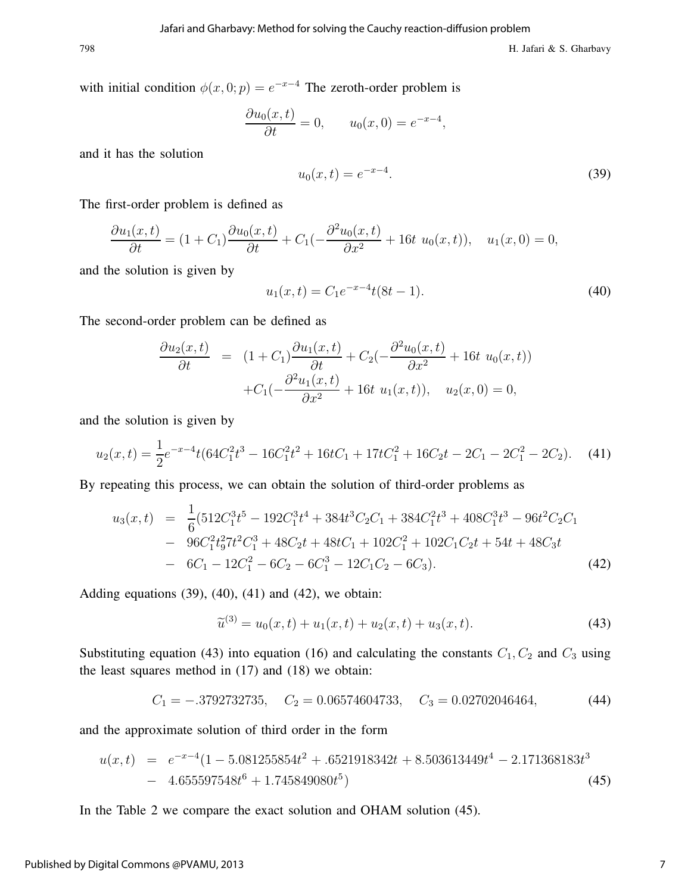with initial condition $\phi(x,0;p) = e^{-x-4}$ The zeroth-order problem is

$$\frac{\partial u_0(x,t)}{\partial t} = 0, \qquad u_0(x,0) = e^{-x-4},$$

and it has the solution

$$u_0(x,t) = e^{-x-4}. \tag{39}$$

The first-order problem is defined as

$$\frac{\partial u_1(x,t)}{\partial t} = (1+C_1)\frac{\partial u_0(x,t)}{\partial t} + C_1(-\frac{\partial^2 u_0(x,t)}{\partial x^2} + 16t\ u_0(x,t)), \quad u_1(x,0) = 0,$$

and the solution is given by

$$u_1(x,t) = C_1 e^{-x-4} t(8t-1). \tag{40}$$

The second-order problem can be defined as

$$\begin{aligned}\frac{\partial u_2(x,t)}{\partial t} &= (1+C_1)\frac{\partial u_1(x,t)}{\partial t} + C_2(-\frac{\partial^2 u_0(x,t)}{\partial x^2} + 16t\ u_0(x,t)) \\ &\quad + C_1(-\frac{\partial^2 u_1(x,t)}{\partial x^2} + 16t\ u_1(x,t)), \quad u_2(x,0) = 0,\end{aligned}$$

and the solution is given by

$$u_2(x,t) = \frac{1}{2}e^{-x-4}t(64C_1^2t^3 - 16C_1^2t^2 + 16tC_1 + 17tC_1^2 + 16C_2t - 2C_1 - 2C_1^2 - 2C_2). \tag{41}$$

By repeating this process, we can obtain the solution of third-order problems as

$$\begin{aligned}u_3(x,t) &= \frac{1}{6}(512C_1^3t^5 - 192C_1^3t^4 + 384t^3C_2C_1 + 384C_1^2t^3 + 408C_1^3t^3 - 96t^2C_2C_1 \\ &- 96C_1^2t_9^27t^2C_1^3 + 48C_2t + 48tC_1 + 102C_1^2 + 102C_1C_2t + 54t + 48C_3t \\ &- 6C_1 - 12C_1^2 - 6C_2 - 6C_1^3 - 12C_1C_2 - 6C_3).\end{aligned} \tag{42}$$

Adding equations (39), (40), (41) and (42), we obtain:

$$\widetilde{u}^{(3)} = u_0(x,t) + u_1(x,t) + u_2(x,t) + u_3(x,t). \tag{43}$$

Substituting equation (43) into equation (16) and calculating the constants $C_1, C_2$ and $C_3$ using the least squares method in (17) and (18) we obtain:

$$C_1 = -.3792732735, \quad C_2 = 0.06574604733, \quad C_3 = 0.02702046464, \tag{44}$$

and the approximate solution of third order in the form

$$\begin{aligned}u(x,t) &= e^{-x-4}(1 - 5.081255854t^2 + .6521918342t + 8.503613449t^4 - 2.171368183t^3 \\ &- 4.655597548t^6 + 1.745849080t^5)\end{aligned} \tag{45}$$

In the Table 2 we compare the exact solution and OHAM solution (45).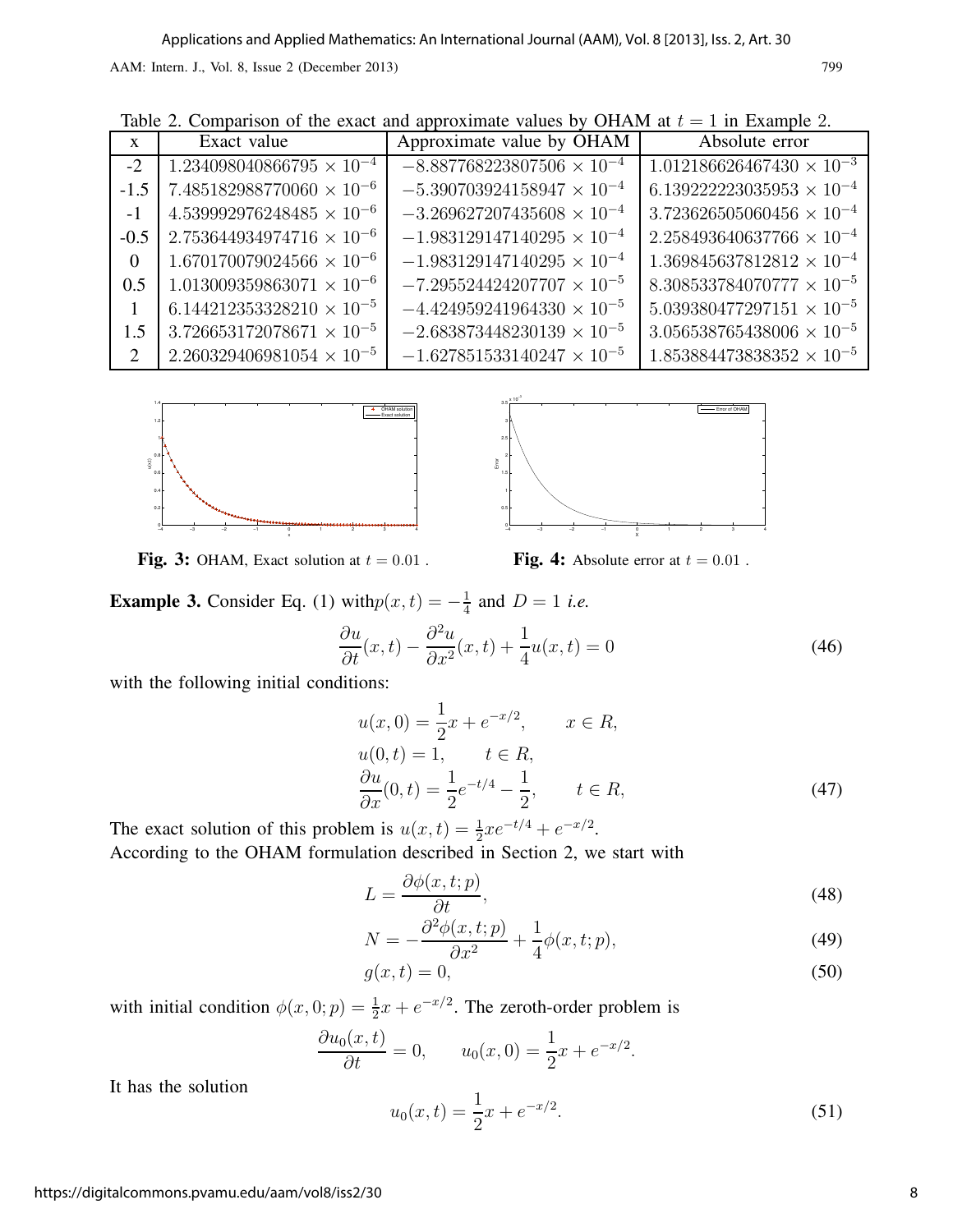Table 2. Comparison of the exact and approximate values by OHAM at $t = 1$ in Example 2.

| x | Exact value | Approximate value by OHAM | Absolute error |
|---|---|---|---|
| -2 | $1.234098040866795 \times 10^{-4}$ | $-8.887768223807506 \times 10^{-4}$ | $1.012186626467430 \times 10^{-3}$ |
| -1.5 | $7.485182988770060 \times 10^{-6}$ | $-5.390703924158947 \times 10^{-4}$ | $6.139222223035953 \times 10^{-4}$ |
| -1 | $4.539992976248485 \times 10^{-6}$ | $-3.269627207435608 \times 10^{-4}$ | $3.723626505060456 \times 10^{-4}$ |
| -0.5 | $2.753644934974716 \times 10^{-6}$ | $-1.983129147140295 \times 10^{-4}$ | $2.258493640637766 \times 10^{-4}$ |
| 0 | $1.670170079024566 \times 10^{-6}$ | $-1.983129147140295 \times 10^{-4}$ | $1.369845637812812 \times 10^{-4}$ |
| 0.5 | $1.013009359863071 \times 10^{-6}$ | $-7.295524424207707 \times 10^{-5}$ | $8.308533784070777 \times 10^{-5}$ |
| 1 | $6.144212353328210 \times 10^{-5}$ | $-4.424959241964330 \times 10^{-5}$ | $5.039380477297151 \times 10^{-5}$ |
| 1.5 | $3.726653172078671 \times 10^{-5}$ | $-2.683873448230139 \times 10^{-5}$ | $3.056538765438006 \times 10^{-5}$ |
| 2 | $2.260329406981054 \times 10^{-5}$ | $-1.627851533140247 \times 10^{-5}$ | $1.853884473838352 \times 10^{-5}$ |

**Fig. 3:** OHAM, Exact solution at $t = 0.01$ .

**Fig. 4:** Absolute error at $t = 0.01$ .

**Example 3.** Consider Eq. (1) with $p(x,t) = -\frac{1}{4}$ and $D = 1$ *i.e.*

$$\frac{\partial u}{\partial t}(x,t) - \frac{\partial^2 u}{\partial x^2}(x,t) + \frac{1}{4}u(x,t) = 0 \tag{46}$$

with the following initial conditions:

$$\begin{aligned}
&u(x,0) = \frac{1}{2}x + e^{-x/2}, \qquad x \in R,\\
&u(0,t) = 1, \qquad t \in R,\\
&\frac{\partial u}{\partial x}(0,t) = \frac{1}{2}e^{-t/4} - \frac{1}{2}, \qquad t \in R,
\end{aligned} \tag{47}$$

The exact solution of this problem is $u(x,t) = \frac{1}{2}xe^{-t/4} + e^{-x/2}$.
According to the OHAM formulation described in Section 2, we start with

$$L = \frac{\partial \phi(x,t;p)}{\partial t}, \tag{48}$$

$$N = -\frac{\partial^2 \phi(x,t;p)}{\partial x^2} + \frac{1}{4}\phi(x,t;p), \tag{49}$$

$$g(x,t) = 0, \tag{50}$$

with initial condition $\phi(x,0;p) = \frac{1}{2}x + e^{-x/2}$. The zeroth-order problem is

$$\frac{\partial u_0(x,t)}{\partial t} = 0, \qquad u_0(x,0) = \frac{1}{2}x + e^{-x/2}.$$

It has the solution

$$u_0(x,t) = \frac{1}{2}x + e^{-x/2}. \tag{51}$$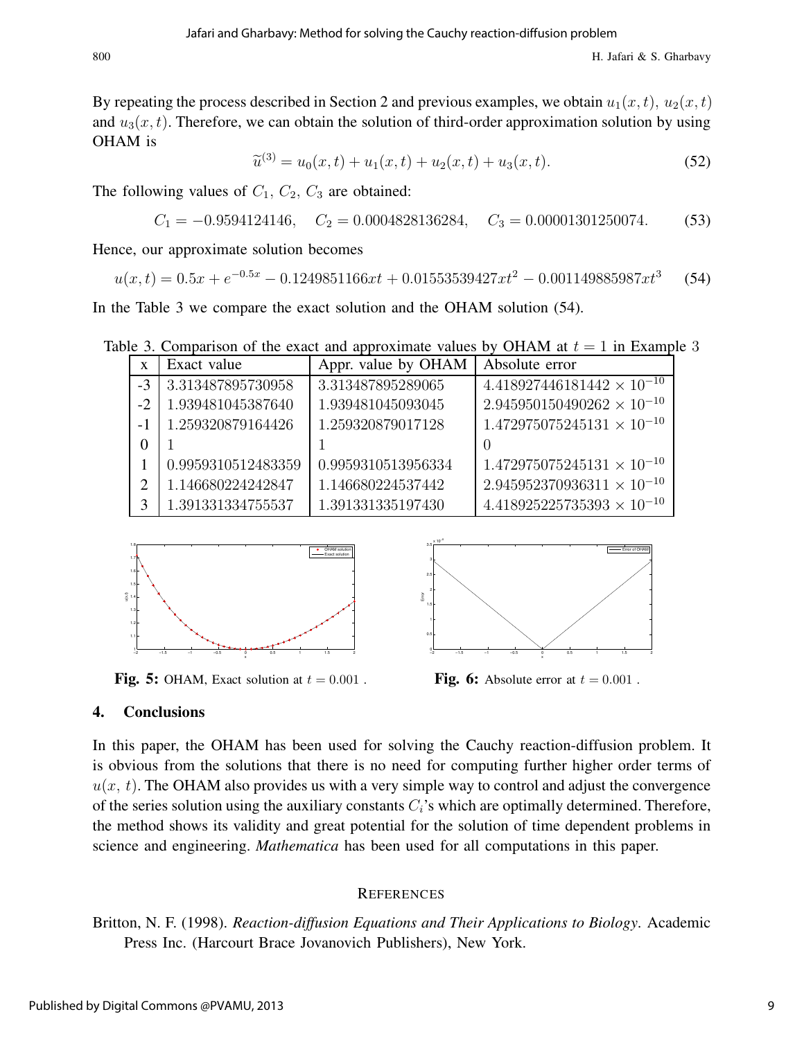By repeating the process described in Section 2 and previous examples, we obtain $u_1(x,t)$, $u_2(x,t)$ and $u_3(x,t)$. Therefore, we can obtain the solution of third-order approximation solution by using OHAM is

$$\widetilde{u}^{(3)} = u_0(x,t) + u_1(x,t) + u_2(x,t) + u_3(x,t). \tag{52}$$

The following values of $C_1$, $C_2$, $C_3$ are obtained:

$$C_1 = -0.9594124146, \quad C_2 = 0.0004828136284, \quad C_3 = 0.00001301250074. \tag{53}$$

Hence, our approximate solution becomes

$$u(x,t) = 0.5x + e^{-0.5x} - 0.1249851166xt + 0.01553539427xt^2 - 0.001149885987xt^3 \tag{54}$$

In the Table 3 we compare the exact solution and the OHAM solution (54).

Table 3. Comparison of the exact and approximate values by OHAM at $t = 1$ in Example 3

| x | Exact value | Appr. value by OHAM | Absolute error |
|---|---|---|---|
| -3 | 3.313487895730958 | 3.313487895289065 | $4.418927446181442 \times 10^{-10}$ |
| -2 | 1.939481045387640 | 1.939481045093045 | $2.945950150490262 \times 10^{-10}$ |
| -1 | 1.259320879164426 | 1.259320879017128 | $1.472975075245131 \times 10^{-10}$ |
| 0 | 1 | 1 | 0 |
| 1 | 0.9959310512483359 | 0.9959310513956334 | $1.472975075245131 \times 10^{-10}$ |
| 2 | 1.146680224242847 | 1.146680224537442 | $2.945952370936311 \times 10^{-10}$ |
| 3 | 1.391331334755537 | 1.391331335197430 | $4.418925225735393 \times 10^{-10}$ |

**Fig. 5:** OHAM, Exact solution at $t = 0.001$ .

**Fig. 6:** Absolute error at $t = 0.001$ .

## 4. Conclusions

In this paper, the OHAM has been used for solving the Cauchy reaction-diffusion problem. It is obvious from the solutions that there is no need for computing further higher order terms of $u(x,\ t)$. The OHAM also provides us with a very simple way to control and adjust the convergence of the series solution using the auxiliary constants $C_i$'s which are optimally determined. Therefore, the method shows its validity and great potential for the solution of time dependent problems in science and engineering. *Mathematica* has been used for all computations in this paper.

## REFERENCES

Britton, N. F. (1998). *Reaction-diffusion Equations and Their Applications to Biology*. Academic Press Inc. (Harcourt Brace Jovanovich Publishers), New York.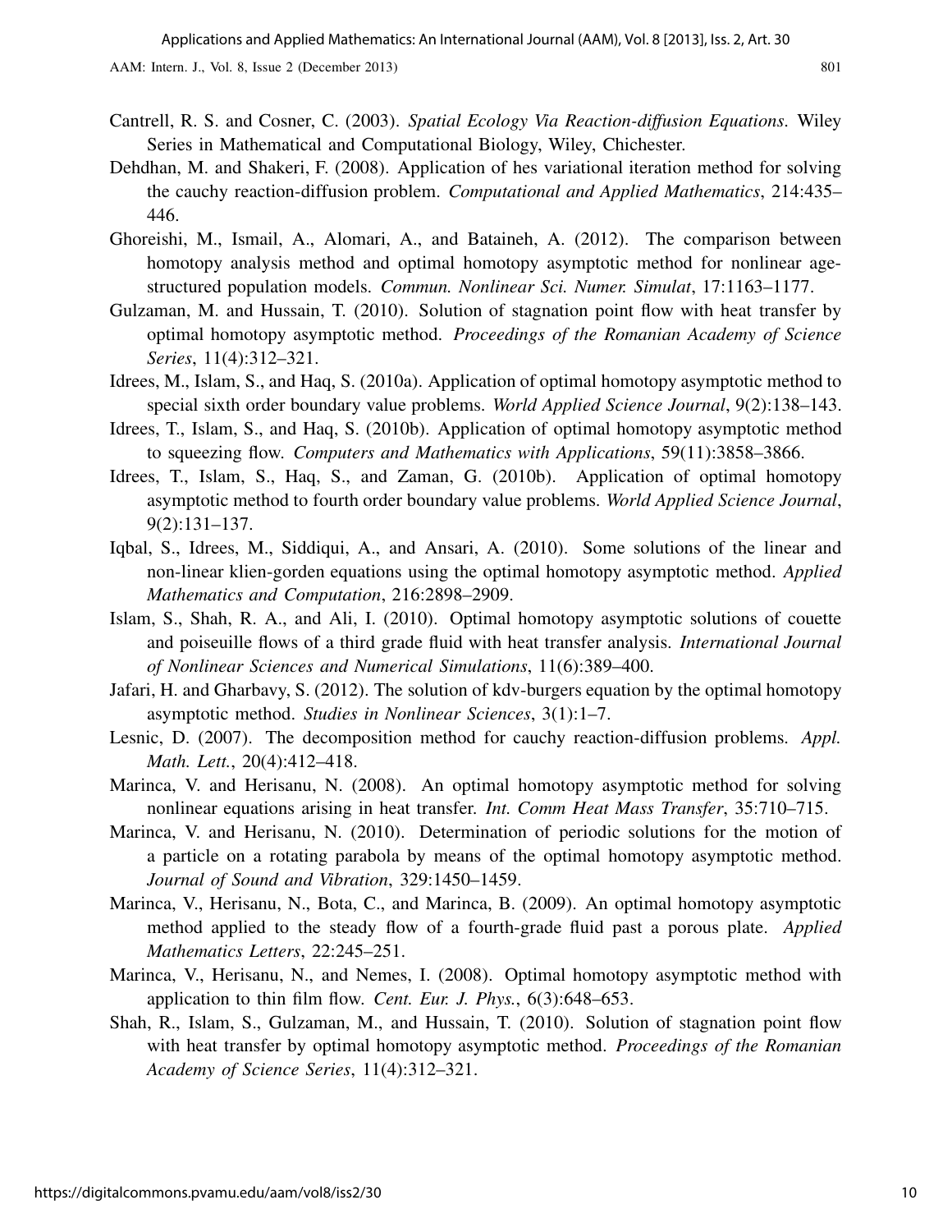Cantrell, R. S. and Cosner, C. (2003). *Spatial Ecology Via Reaction-diffusion Equations*. Wiley Series in Mathematical and Computational Biology, Wiley, Chichester.

Dehdhan, M. and Shakeri, F. (2008). Application of hes variational iteration method for solving the cauchy reaction-diffusion problem. *Computational and Applied Mathematics*, 214:435–446.

Ghoreishi, M., Ismail, A., Alomari, A., and Bataineh, A. (2012). The comparison between homotopy analysis method and optimal homotopy asymptotic method for nonlinear age-structured population models. *Commun. Nonlinear Sci. Numer. Simulat*, 17:1163–1177.

Gulzaman, M. and Hussain, T. (2010). Solution of stagnation point flow with heat transfer by optimal homotopy asymptotic method. *Proceedings of the Romanian Academy of Science Series*, 11(4):312–321.

Idrees, M., Islam, S., and Haq, S. (2010a). Application of optimal homotopy asymptotic method to special sixth order boundary value problems. *World Applied Science Journal*, 9(2):138–143.

Idrees, T., Islam, S., and Haq, S. (2010b). Application of optimal homotopy asymptotic method to squeezing flow. *Computers and Mathematics with Applications*, 59(11):3858–3866.

Idrees, T., Islam, S., Haq, S., and Zaman, G. (2010b). Application of optimal homotopy asymptotic method to fourth order boundary value problems. *World Applied Science Journal*, 9(2):131–137.

Iqbal, S., Idrees, M., Siddiqui, A., and Ansari, A. (2010). Some solutions of the linear and non-linear klien-gorden equations using the optimal homotopy asymptotic method. *Applied Mathematics and Computation*, 216:2898–2909.

Islam, S., Shah, R. A., and Ali, I. (2010). Optimal homotopy asymptotic solutions of couette and poiseuille flows of a third grade fluid with heat transfer analysis. *International Journal of Nonlinear Sciences and Numerical Simulations*, 11(6):389–400.

Jafari, H. and Gharbavy, S. (2012). The solution of kdv-burgers equation by the optimal homotopy asymptotic method. *Studies in Nonlinear Sciences*, 3(1):1–7.

Lesnic, D. (2007). The decomposition method for cauchy reaction-diffusion problems. *Appl. Math. Lett.*, 20(4):412–418.

Marinca, V. and Herisanu, N. (2008). An optimal homotopy asymptotic method for solving nonlinear equations arising in heat transfer. *Int. Comm Heat Mass Transfer*, 35:710–715.

Marinca, V. and Herisanu, N. (2010). Determination of periodic solutions for the motion of a particle on a rotating parabola by means of the optimal homotopy asymptotic method. *Journal of Sound and Vibration*, 329:1450–1459.

Marinca, V., Herisanu, N., Bota, C., and Marinca, B. (2009). An optimal homotopy asymptotic method applied to the steady flow of a fourth-grade fluid past a porous plate. *Applied Mathematics Letters*, 22:245–251.

Marinca, V., Herisanu, N., and Nemes, I. (2008). Optimal homotopy asymptotic method with application to thin film flow. *Cent. Eur. J. Phys.*, 6(3):648–653.

Shah, R., Islam, S., Gulzaman, M., and Hussain, T. (2010). Solution of stagnation point flow with heat transfer by optimal homotopy asymptotic method. *Proceedings of the Romanian Academy of Science Series*, 11(4):312–321.